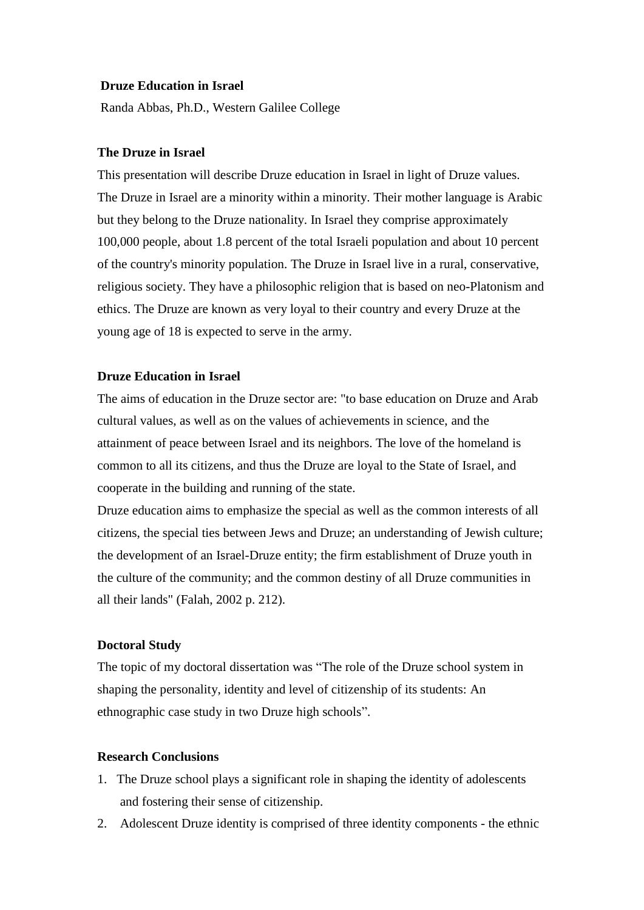# Druze Education in Israel

Randa Abbas, Ph.D., Western Galilee College

## The Druze in Israel

This presentation will describe Druze education in Israel in light of Druze values. The Druze in Israel are a minority within a minority. Their mother language is Arabic but they belong to the Druze nationality. In Israel they comprise approximately 100,000 people, about 1.8 percent of the total Israeli population and about 10 percent of the country's minority population. The Druze in Israel live in a rural, conservative, religious society. They have a philosophic religion that is based on neo-Platonism and ethics. The Druze are known as very loyal to their country and every Druze at the young age of 18 is expected to serve in the army.

## Druze Education in Israel

The aims of education in the Druze sector are: "to base education on Druze and Arab cultural values, as well as on the values of achievements in science, and the attainment of peace between Israel and its neighbors. The love of the homeland is common to all its citizens, and thus the Druze are loyal to the State of Israel, and cooperate in the building and running of the state.

Druze education aims to emphasize the special as well as the common interests of all citizens, the special ties between Jews and Druze; an understanding of Jewish culture; the development of an Israel-Druze entity; the firm establishment of Druze youth in the culture of the community; and the common destiny of all Druze communities in all their lands" (Falah, 2002 p. 212).

## Doctoral Study

The topic of my doctoral dissertation was "The role of the Druze school system in shaping the personality, identity and level of citizenship of its students: An ethnographic case study in two Druze high schools".

## Research Conclusions

1. The Druze school plays a significant role in shaping the identity of adolescents and fostering their sense of citizenship.
2. Adolescent Druze identity is comprised of three identity components - the ethnic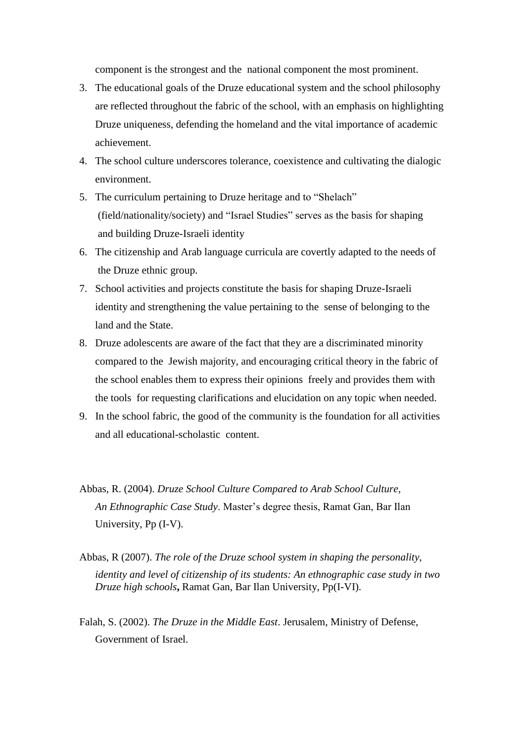component is the strongest and the national component the most prominent.

3. The educational goals of the Druze educational system and the school philosophy are reflected throughout the fabric of the school, with an emphasis on highlighting Druze uniqueness, defending the homeland and the vital importance of academic achievement.
4. The school culture underscores tolerance, coexistence and cultivating the dialogic environment.
5. The curriculum pertaining to Druze heritage and to "Shelach" (field/nationality/society) and "Israel Studies" serves as the basis for shaping and building Druze-Israeli identity
6. The citizenship and Arab language curricula are covertly adapted to the needs of the Druze ethnic group.
7. School activities and projects constitute the basis for shaping Druze-Israeli identity and strengthening the value pertaining to the sense of belonging to the land and the State.
8. Druze adolescents are aware of the fact that they are a discriminated minority compared to the Jewish majority, and encouraging critical theory in the fabric of the school enables them to express their opinions freely and provides them with the tools for requesting clarifications and elucidation on any topic when needed.
9. In the school fabric, the good of the community is the foundation for all activities and all educational-scholastic content.

Abbas, R. (2004). *Druze School Culture Compared to Arab School Culture, An Ethnographic Case Study*. Master's degree thesis, Ramat Gan, Bar Ilan University, Pp (I-V).

Abbas, R (2007). *The role of the Druze school system in shaping the personality, identity and level of citizenship of its students: An ethnographic case study in two Druze high schools*, Ramat Gan, Bar Ilan University, Pp(I-VI).

Falah, S. (2002). *The Druze in the Middle East*. Jerusalem, Ministry of Defense, Government of Israel.